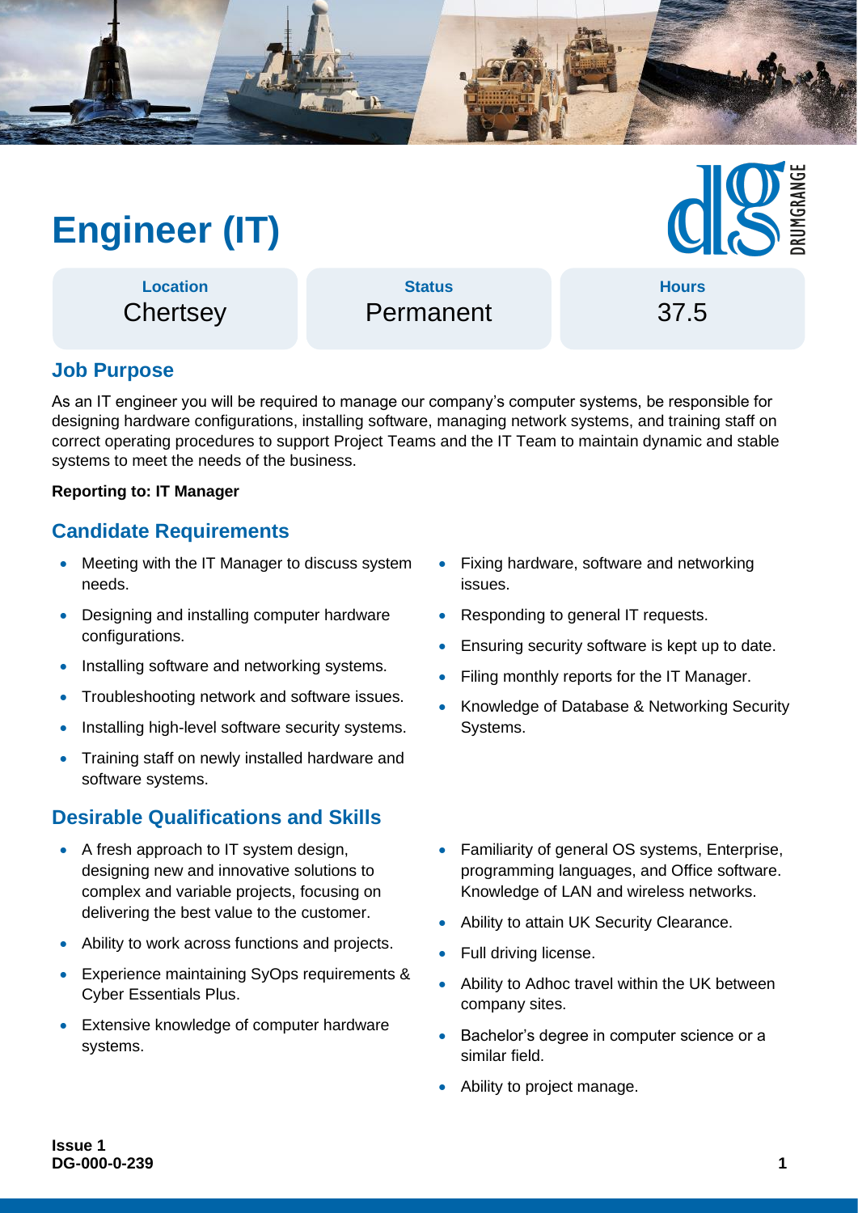# Engineer (IT)

| Location | Status | Hours |
| --- | --- | --- |
| Chertsey | Permanent | 37.5 |

## Job Purpose

As an IT engineer you will be required to manage our company's computer systems, be responsible for designing hardware configurations, installing software, managing network systems, and training staff on correct operating procedures to support Project Teams and the IT Team to maintain dynamic and stable systems to meet the needs of the business.

**Reporting to: IT Manager**

## Candidate Requirements

- Meeting with the IT Manager to discuss system needs.
- Designing and installing computer hardware configurations.
- Installing software and networking systems.
- Troubleshooting network and software issues.
- Installing high-level software security systems.
- Training staff on newly installed hardware and software systems.
- Fixing hardware, software and networking issues.
- Responding to general IT requests.
- Ensuring security software is kept up to date.
- Filing monthly reports for the IT Manager.
- Knowledge of Database & Networking Security Systems.

## Desirable Qualifications and Skills

- A fresh approach to IT system design, designing new and innovative solutions to complex and variable projects, focusing on delivering the best value to the customer.
- Ability to work across functions and projects.
- Experience maintaining SyOps requirements & Cyber Essentials Plus.
- Extensive knowledge of computer hardware systems.
- Familiarity of general OS systems, Enterprise, programming languages, and Office software. Knowledge of LAN and wireless networks.
- Ability to attain UK Security Clearance.
- Full driving license.
- Ability to Adhoc travel within the UK between company sites.
- Bachelor's degree in computer science or a similar field.
- Ability to project manage.

**Issue 1**
**DG-000-0-239**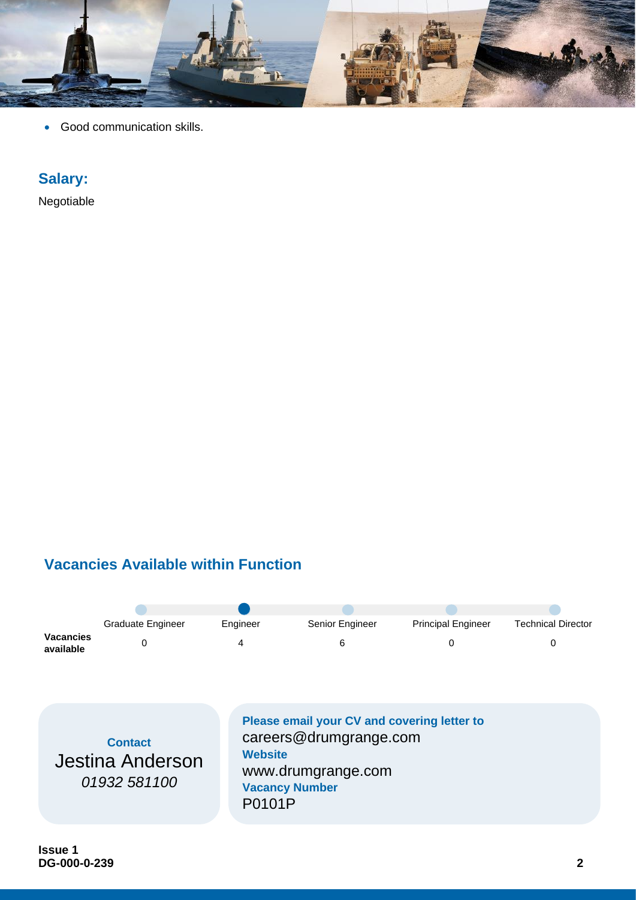- Good communication skills.

## Salary:

Negotiable

## Vacancies Available within Function

| | Graduate Engineer | Engineer | Senior Engineer | Principal Engineer | Technical Director |
|---|---|---|---|---|---|
| **Vacancies available** | 0 | 4 | 6 | 0 | 0 |

**Contact**
Jestina Anderson
*01932 581100*

**Please email your CV and covering letter to**
careers@drumgrange.com
**Website**
www.drumgrange.com
**Vacancy Number**
P0101P

**Issue 1**
**DG-000-0-239**